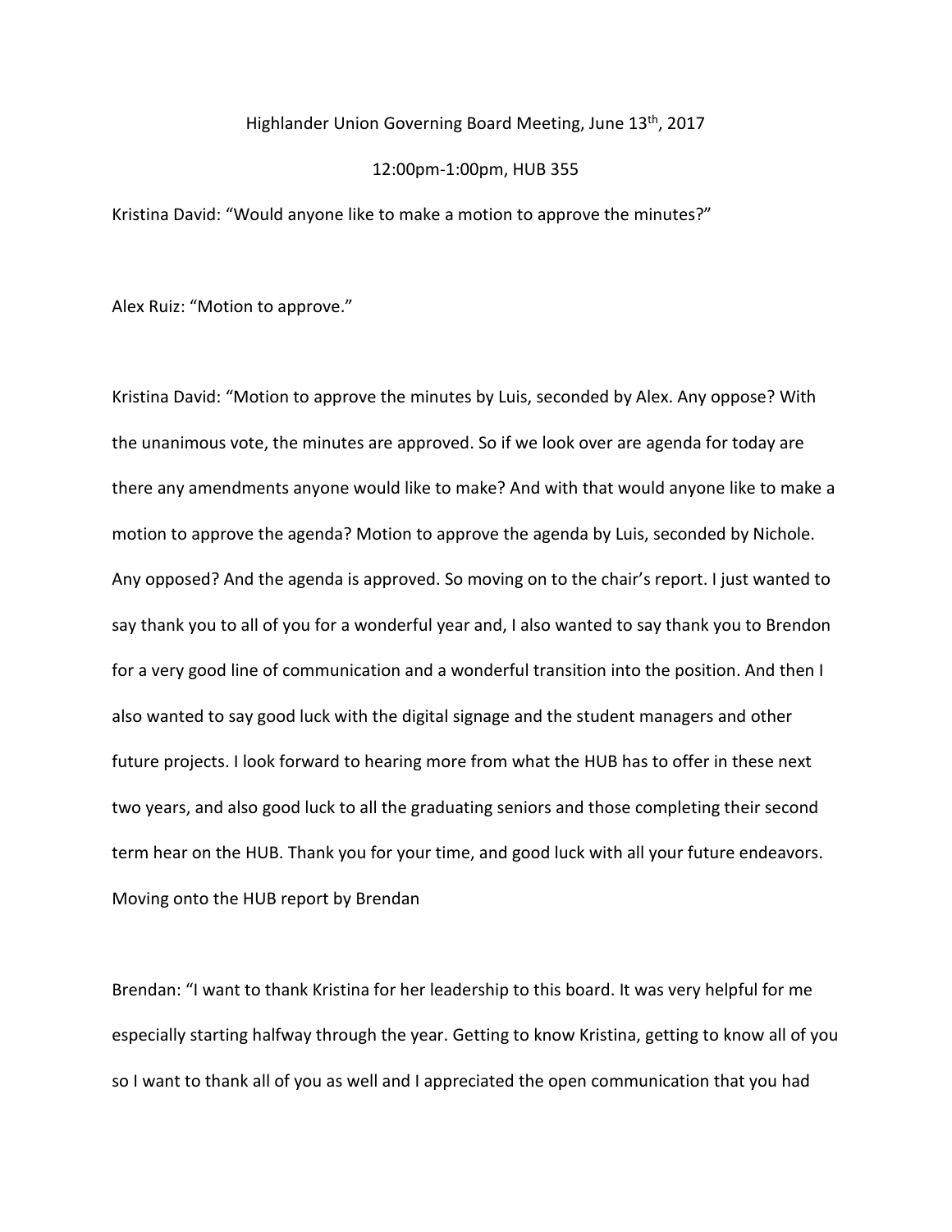Highlander Union Governing Board Meeting, June 13th, 2017

12:00pm-1:00pm, HUB 355

Kristina David: "Would anyone like to make a motion to approve the minutes?"

Alex Ruiz: "Motion to approve."

Kristina David: "Motion to approve the minutes by Luis, seconded by Alex. Any oppose? With the unanimous vote, the minutes are approved. So if we look over are agenda for today are there any amendments anyone would like to make? And with that would anyone like to make a motion to approve the agenda? Motion to approve the agenda by Luis, seconded by Nichole. Any opposed? And the agenda is approved. So moving on to the chair's report. I just wanted to say thank you to all of you for a wonderful year and, I also wanted to say thank you to Brendon for a very good line of communication and a wonderful transition into the position. And then I also wanted to say good luck with the digital signage and the student managers and other future projects. I look forward to hearing more from what the HUB has to offer in these next two years, and also good luck to all the graduating seniors and those completing their second term hear on the HUB. Thank you for your time, and good luck with all your future endeavors. Moving onto the HUB report by Brendan

Brendan: "I want to thank Kristina for her leadership to this board. It was very helpful for me especially starting halfway through the year. Getting to know Kristina, getting to know all of you so I want to thank all of you as well and I appreciated the open communication that you had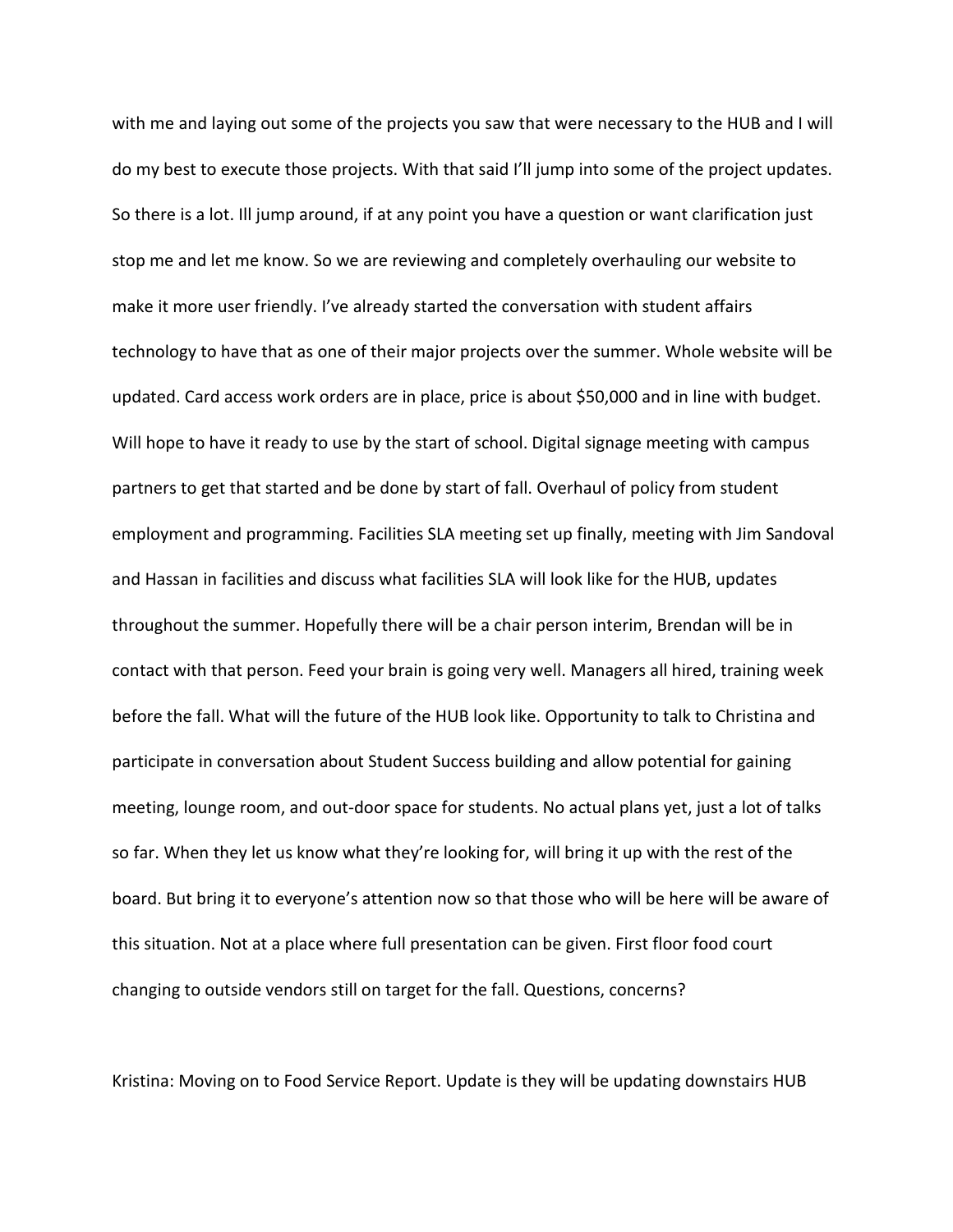with me and laying out some of the projects you saw that were necessary to the HUB and I will do my best to execute those projects. With that said I'll jump into some of the project updates. So there is a lot. Ill jump around, if at any point you have a question or want clarification just stop me and let me know. So we are reviewing and completely overhauling our website to make it more user friendly. I've already started the conversation with student affairs technology to have that as one of their major projects over the summer. Whole website will be updated. Card access work orders are in place, price is about $50,000 and in line with budget. Will hope to have it ready to use by the start of school. Digital signage meeting with campus partners to get that started and be done by start of fall. Overhaul of policy from student employment and programming. Facilities SLA meeting set up finally, meeting with Jim Sandoval and Hassan in facilities and discuss what facilities SLA will look like for the HUB, updates throughout the summer. Hopefully there will be a chair person interim, Brendan will be in contact with that person. Feed your brain is going very well. Managers all hired, training week before the fall. What will the future of the HUB look like. Opportunity to talk to Christina and participate in conversation about Student Success building and allow potential for gaining meeting, lounge room, and out-door space for students. No actual plans yet, just a lot of talks so far. When they let us know what they're looking for, will bring it up with the rest of the board. But bring it to everyone's attention now so that those who will be here will be aware of this situation. Not at a place where full presentation can be given. First floor food court changing to outside vendors still on target for the fall. Questions, concerns?

Kristina: Moving on to Food Service Report. Update is they will be updating downstairs HUB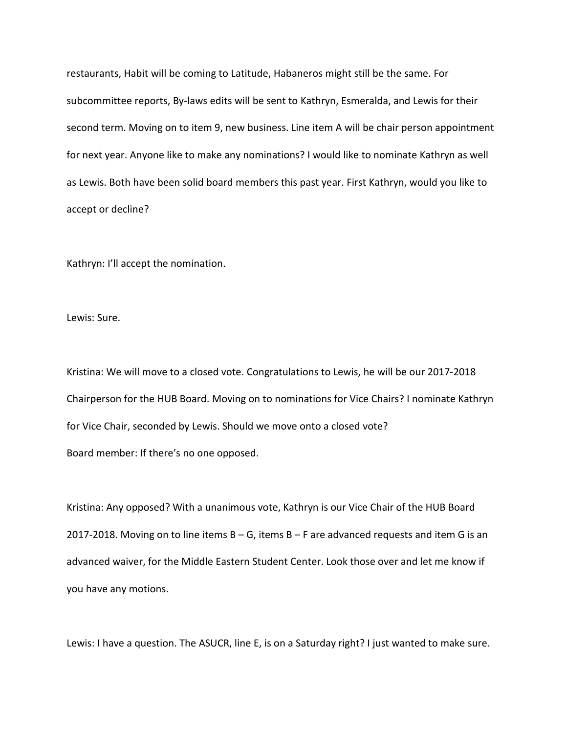restaurants, Habit will be coming to Latitude, Habaneros might still be the same. For subcommittee reports, By-laws edits will be sent to Kathryn, Esmeralda, and Lewis for their second term. Moving on to item 9, new business. Line item A will be chair person appointment for next year. Anyone like to make any nominations? I would like to nominate Kathryn as well as Lewis. Both have been solid board members this past year. First Kathryn, would you like to accept or decline?

Kathryn: I'll accept the nomination.

Lewis: Sure.

Kristina: We will move to a closed vote. Congratulations to Lewis, he will be our 2017-2018 Chairperson for the HUB Board. Moving on to nominations for Vice Chairs? I nominate Kathryn for Vice Chair, seconded by Lewis. Should we move onto a closed vote?
Board member: If there's no one opposed.

Kristina: Any opposed? With a unanimous vote, Kathryn is our Vice Chair of the HUB Board 2017-2018. Moving on to line items B – G, items B – F are advanced requests and item G is an advanced waiver, for the Middle Eastern Student Center. Look those over and let me know if you have any motions.

Lewis: I have a question. The ASUCR, line E, is on a Saturday right? I just wanted to make sure.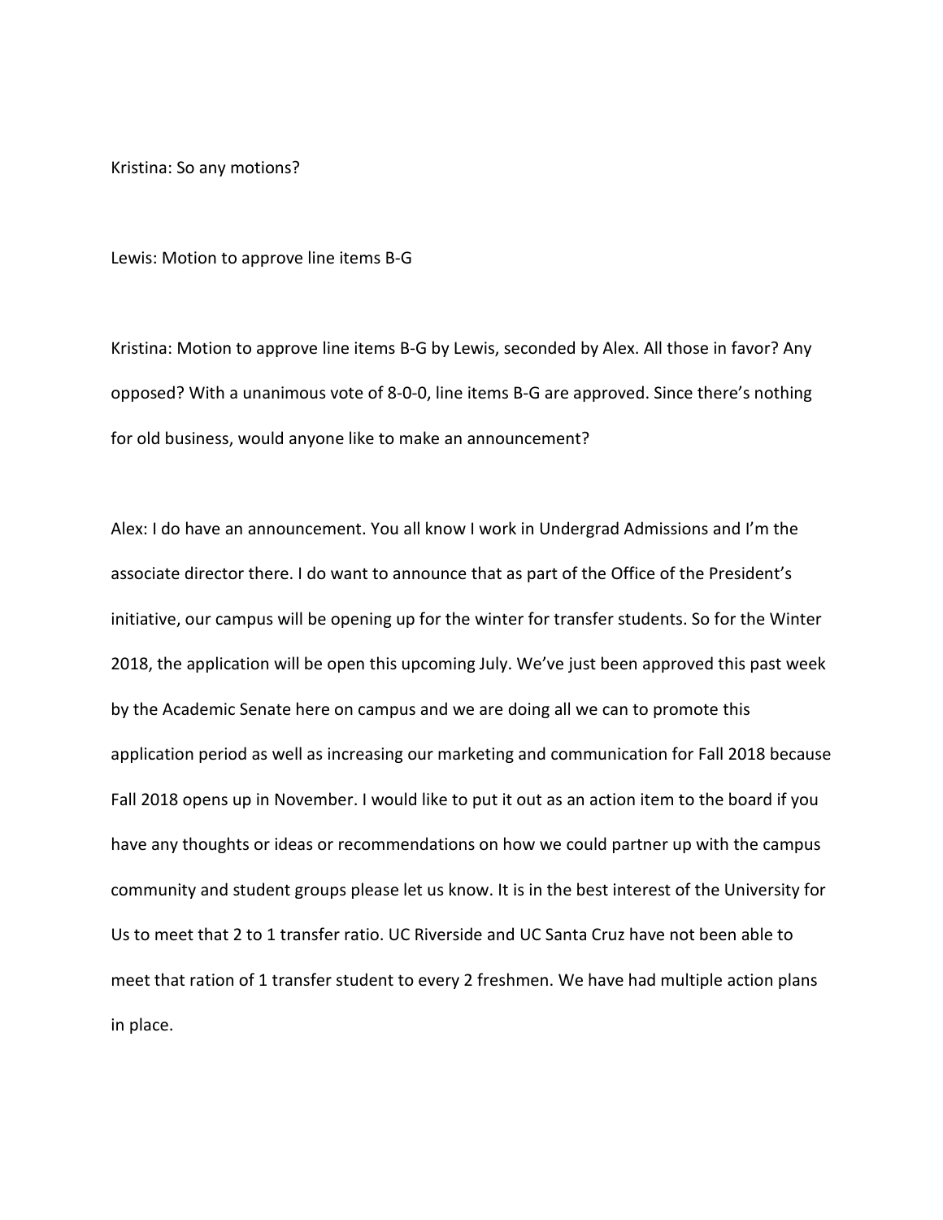Kristina: So any motions?

Lewis: Motion to approve line items B-G

Kristina: Motion to approve line items B-G by Lewis, seconded by Alex. All those in favor? Any opposed? With a unanimous vote of 8-0-0, line items B-G are approved. Since there's nothing for old business, would anyone like to make an announcement?

Alex: I do have an announcement. You all know I work in Undergrad Admissions and I'm the associate director there. I do want to announce that as part of the Office of the President's initiative, our campus will be opening up for the winter for transfer students. So for the Winter 2018, the application will be open this upcoming July. We've just been approved this past week by the Academic Senate here on campus and we are doing all we can to promote this application period as well as increasing our marketing and communication for Fall 2018 because Fall 2018 opens up in November. I would like to put it out as an action item to the board if you have any thoughts or ideas or recommendations on how we could partner up with the campus community and student groups please let us know. It is in the best interest of the University for Us to meet that 2 to 1 transfer ratio. UC Riverside and UC Santa Cruz have not been able to meet that ration of 1 transfer student to every 2 freshmen. We have had multiple action plans in place.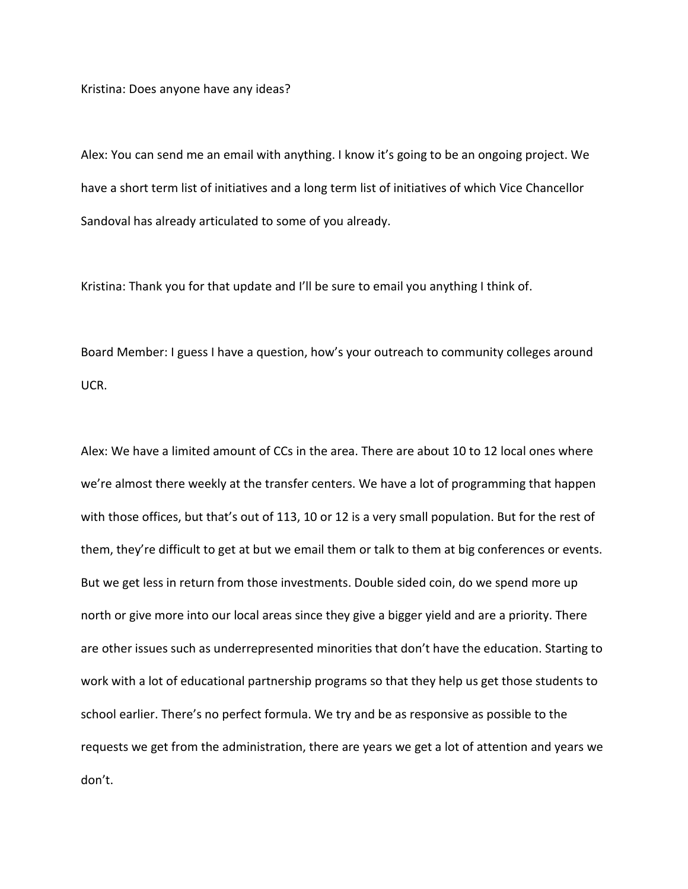Kristina: Does anyone have any ideas?

Alex: You can send me an email with anything. I know it's going to be an ongoing project. We have a short term list of initiatives and a long term list of initiatives of which Vice Chancellor Sandoval has already articulated to some of you already.

Kristina: Thank you for that update and I'll be sure to email you anything I think of.

Board Member: I guess I have a question, how's your outreach to community colleges around UCR.

Alex: We have a limited amount of CCs in the area. There are about 10 to 12 local ones where we're almost there weekly at the transfer centers. We have a lot of programming that happen with those offices, but that's out of 113, 10 or 12 is a very small population. But for the rest of them, they're difficult to get at but we email them or talk to them at big conferences or events. But we get less in return from those investments. Double sided coin, do we spend more up north or give more into our local areas since they give a bigger yield and are a priority. There are other issues such as underrepresented minorities that don't have the education. Starting to work with a lot of educational partnership programs so that they help us get those students to school earlier. There's no perfect formula. We try and be as responsive as possible to the requests we get from the administration, there are years we get a lot of attention and years we don't.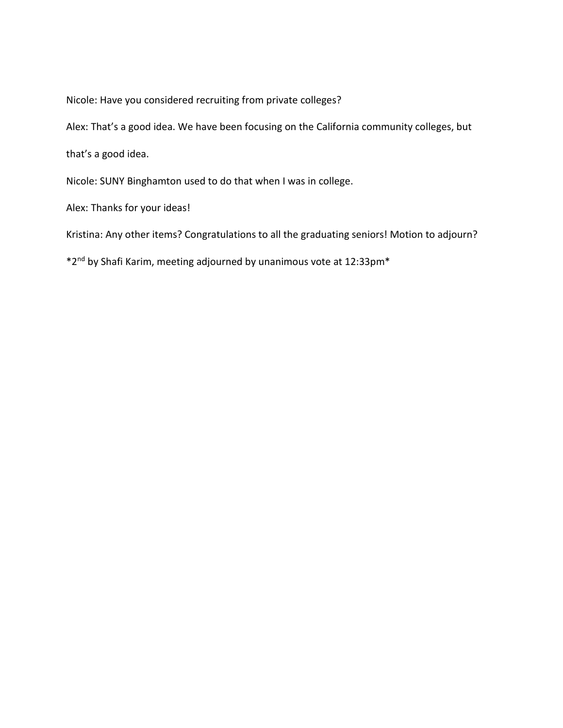Nicole: Have you considered recruiting from private colleges?

Alex: That's a good idea. We have been focusing on the California community colleges, but that's a good idea.

Nicole: SUNY Binghamton used to do that when I was in college.

Alex: Thanks for your ideas!

Kristina: Any other items? Congratulations to all the graduating seniors! Motion to adjourn?

*2nd by Shafi Karim, meeting adjourned by unanimous vote at 12:33pm*